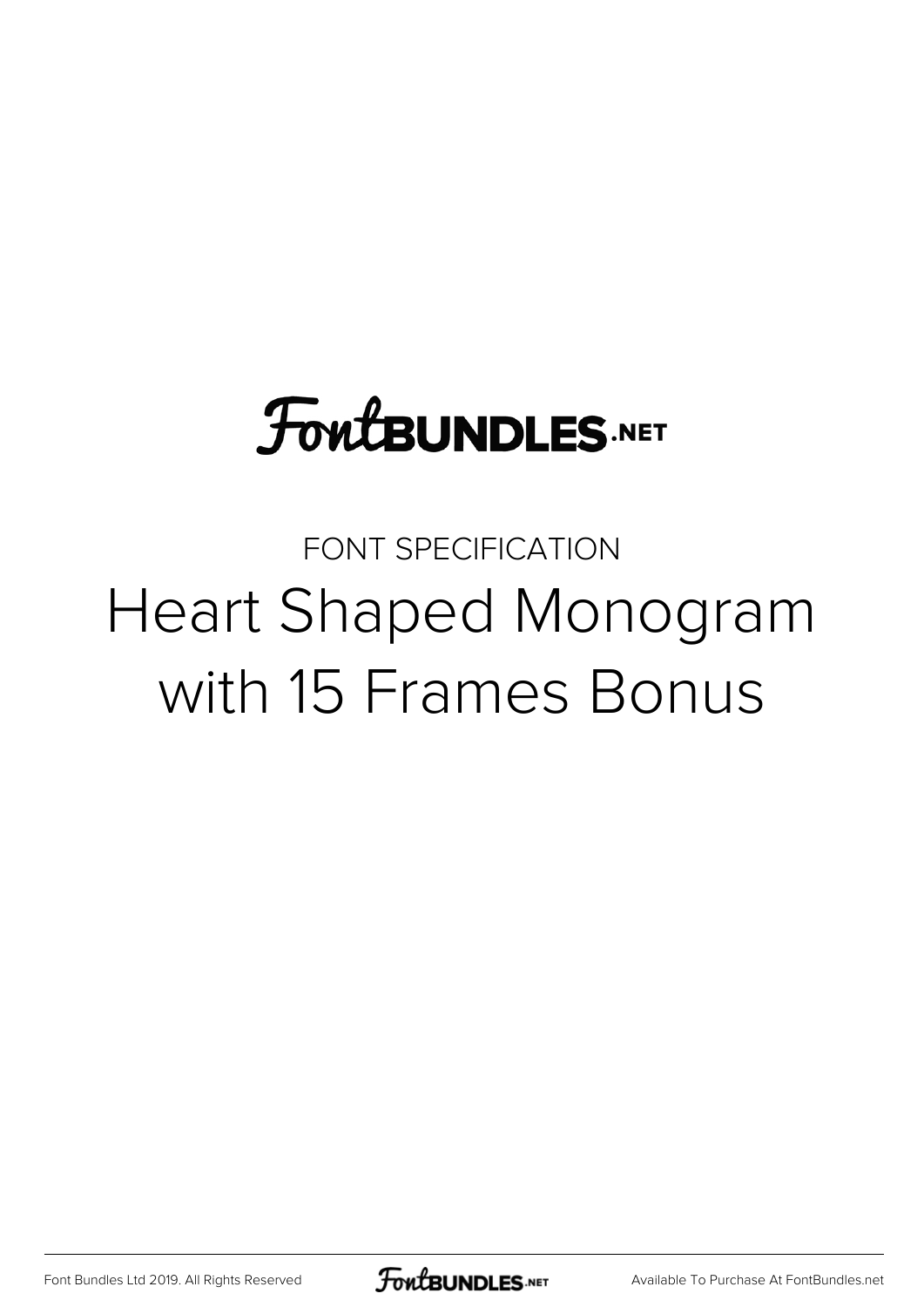FontBUNDLES.NET

FONT SPECIFICATION

# Heart Shaped Monogram with 15 Frames Bonus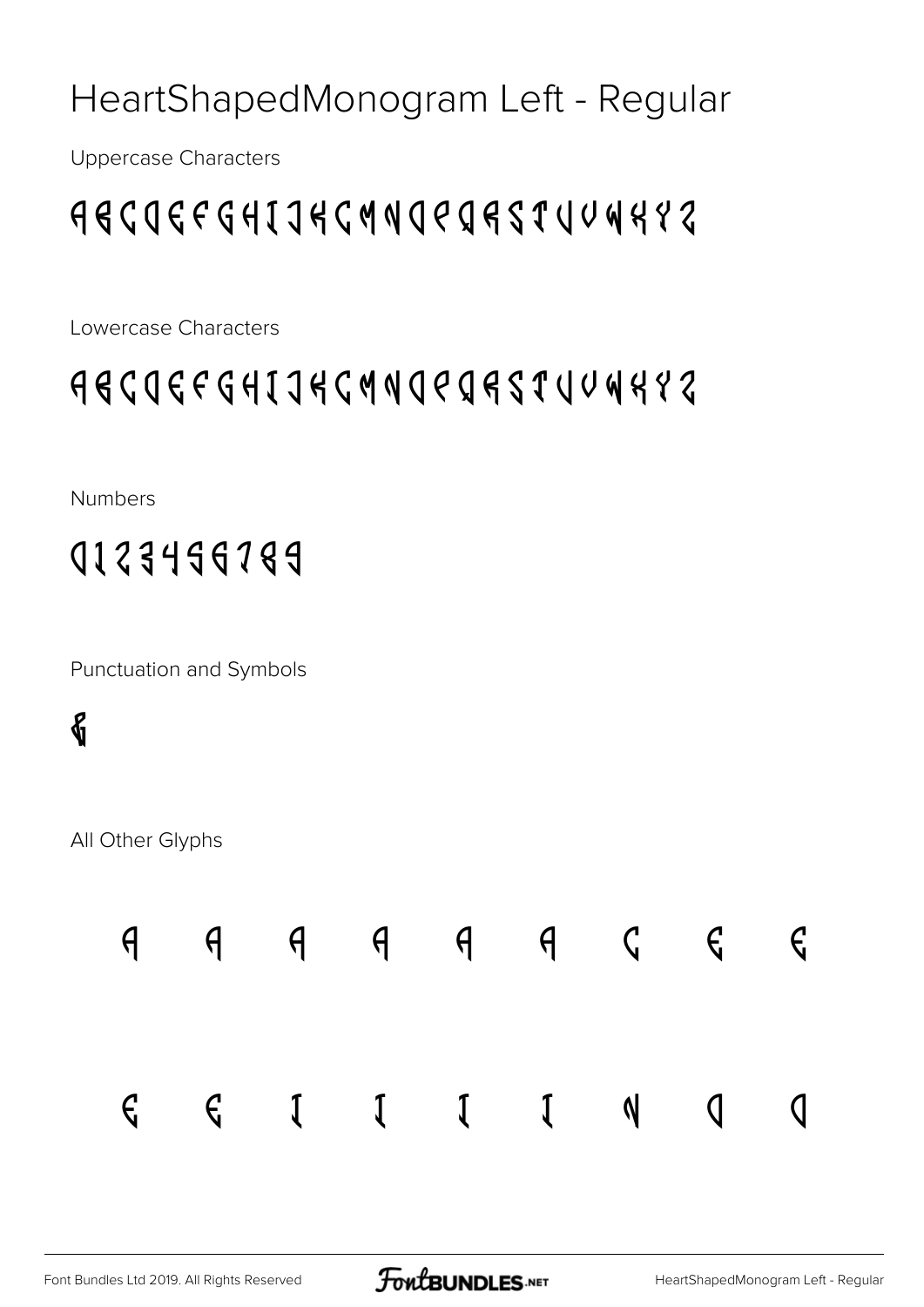# HeartShapedMonogram Left - Regular

Uppercase Characters

ABCDEFGHIJKLMNOPQRSTUVWXYZ

Lowercase Characters

abcdefghijklmnopqrstuvwxyz

Numbers

0123456789

Punctuation and Symbols

&

All Other Glyphs

À Á Â Ã Ä Å Ç È É

Ê Ë Ì Í Î Ï Ñ Ò Ó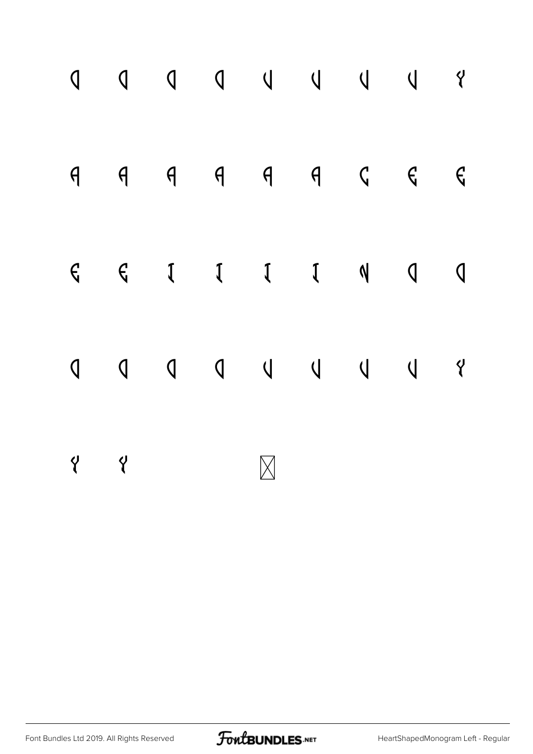ɑ ɑ ɑ ɑ ᑌ ᑌ ᑌ ᑌ Ɣ

ᕲ ᕲ ᕲ ᕲ ᕲ ᕲ Ϲ Ɛ Ɛ

Ɛ Ɛ Ɪ Ɪ Ɪ Ɪ Ɲ ɑ ɑ

ɑ ɑ ɑ ɑ ᑌ ᑌ ᑌ ᑌ Ɣ

Ɣ Ɣ ⊠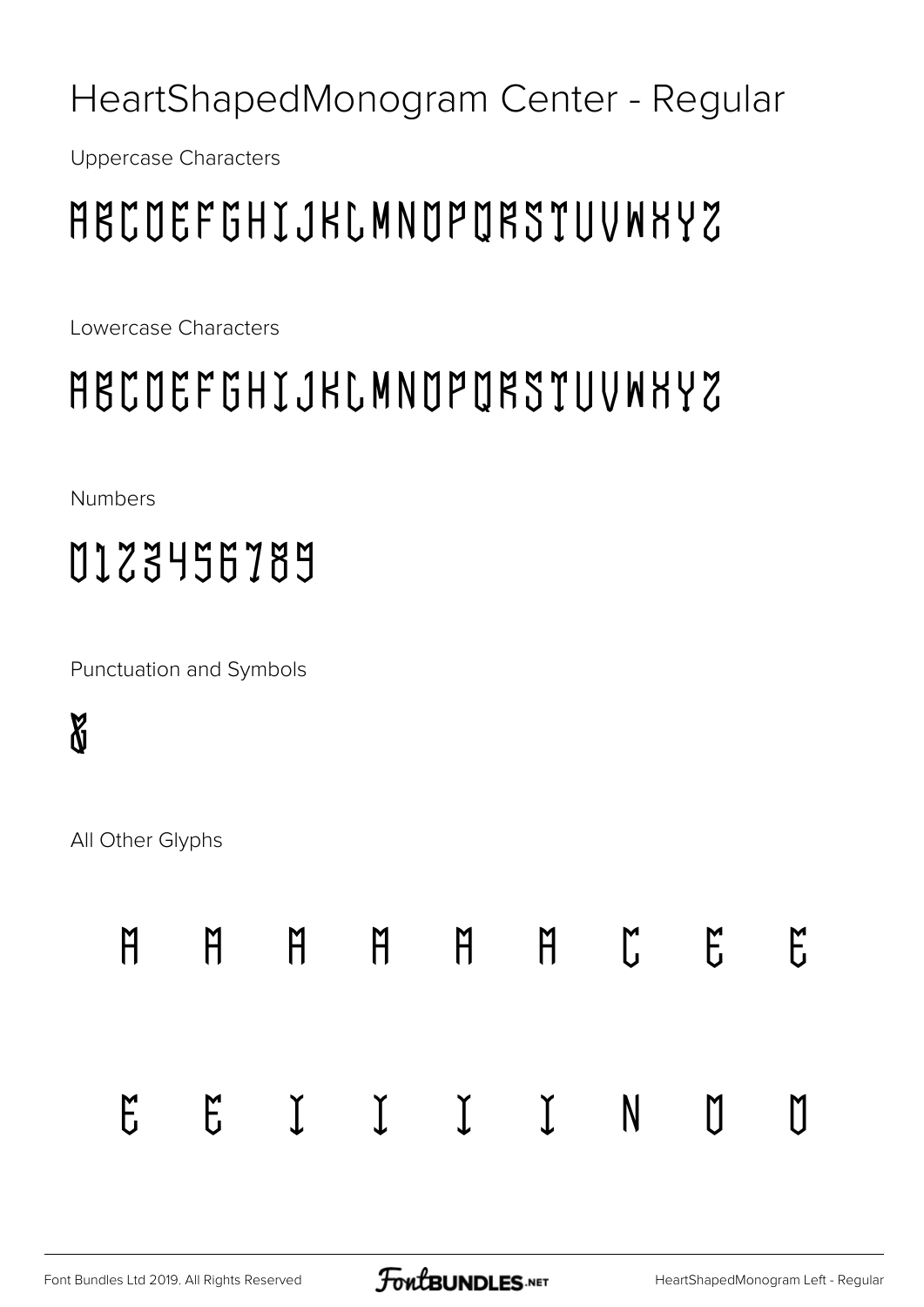# HeartShapedMonogram Center - Regular

Uppercase Characters

ABCDEFGHIJKLMNOPQRSTUVWXYZ

Lowercase Characters

ABCDEFGHIJKLMNOPQRSTUVWXYZ

Numbers

0123456789

Punctuation and Symbols

&

All Other Glyphs

À Á Â Ã Ä Å Ç È É

Ê Ë Ì Í Î Ï Ñ Ò Ó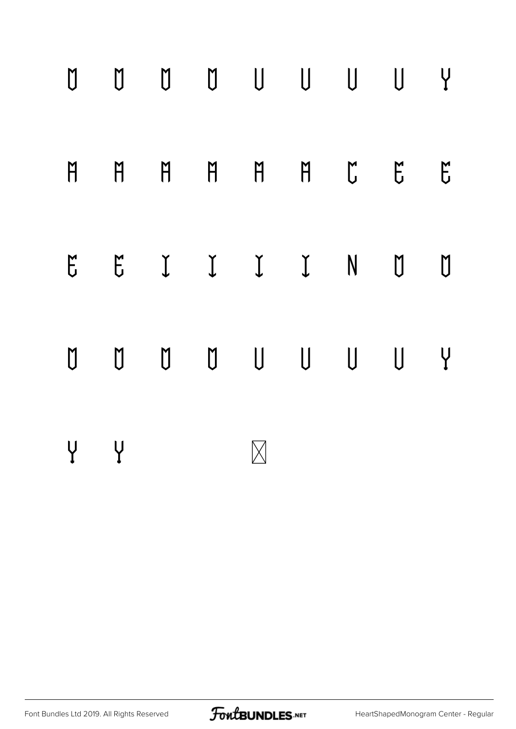Ŭ Ŭ Ŭ Ŭ U U U U Y

H H H H H H C E E

E E I I I I N O O

O O O O U U U U Y

Y Y ⊠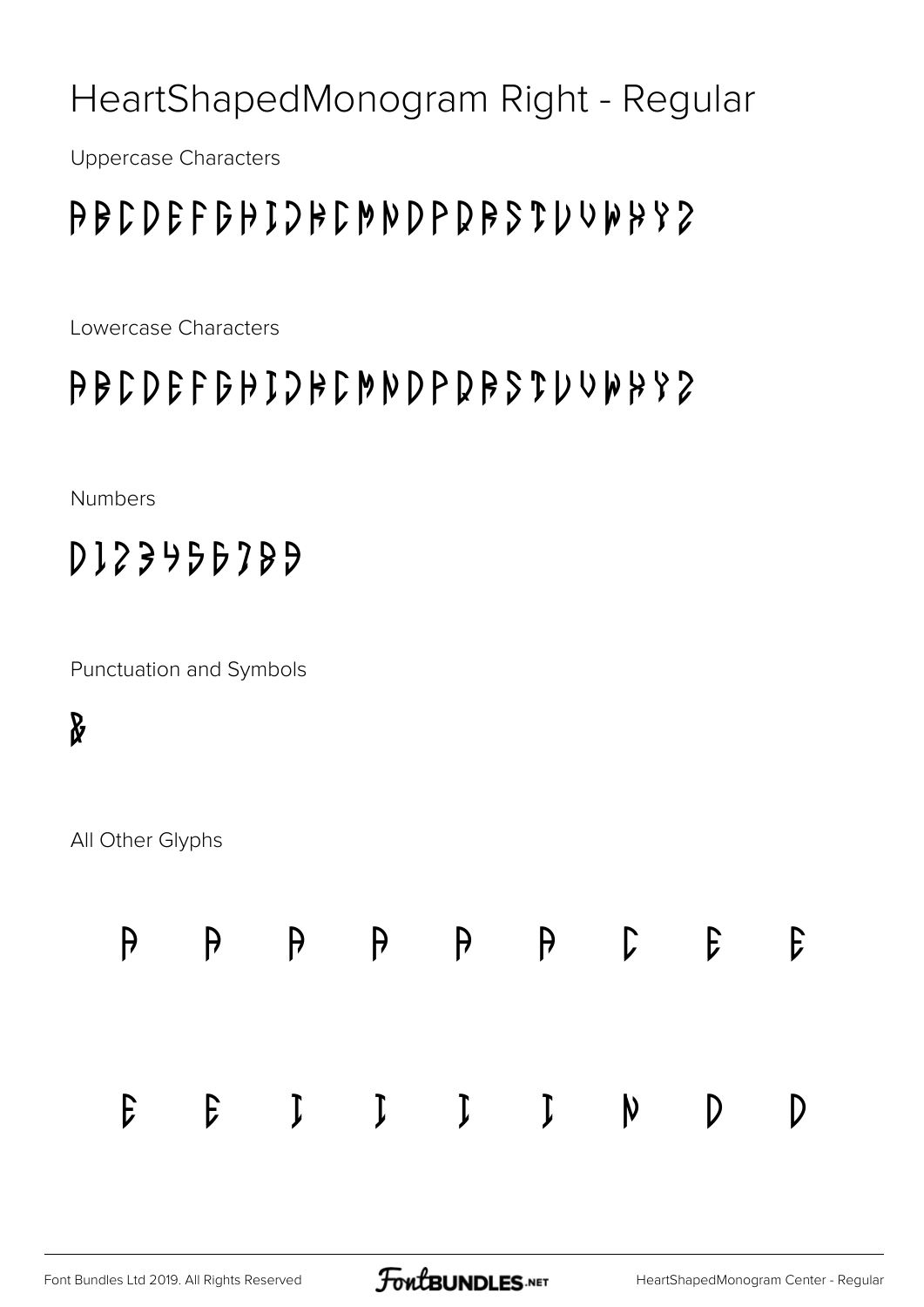# HeartShapedMonogram Right - Regular

Uppercase Characters

ABCDEFGHIJKLMNOPQRSTUVWXYZ

Lowercase Characters

abcdefghijklmnopqrstuvwxyz

Numbers

0123456789

Punctuation and Symbols

&

All Other Glyphs

À Á Â Ã Ä Å Ç È É

Ê Ë Ì Í Î Ï Ñ Ò Ó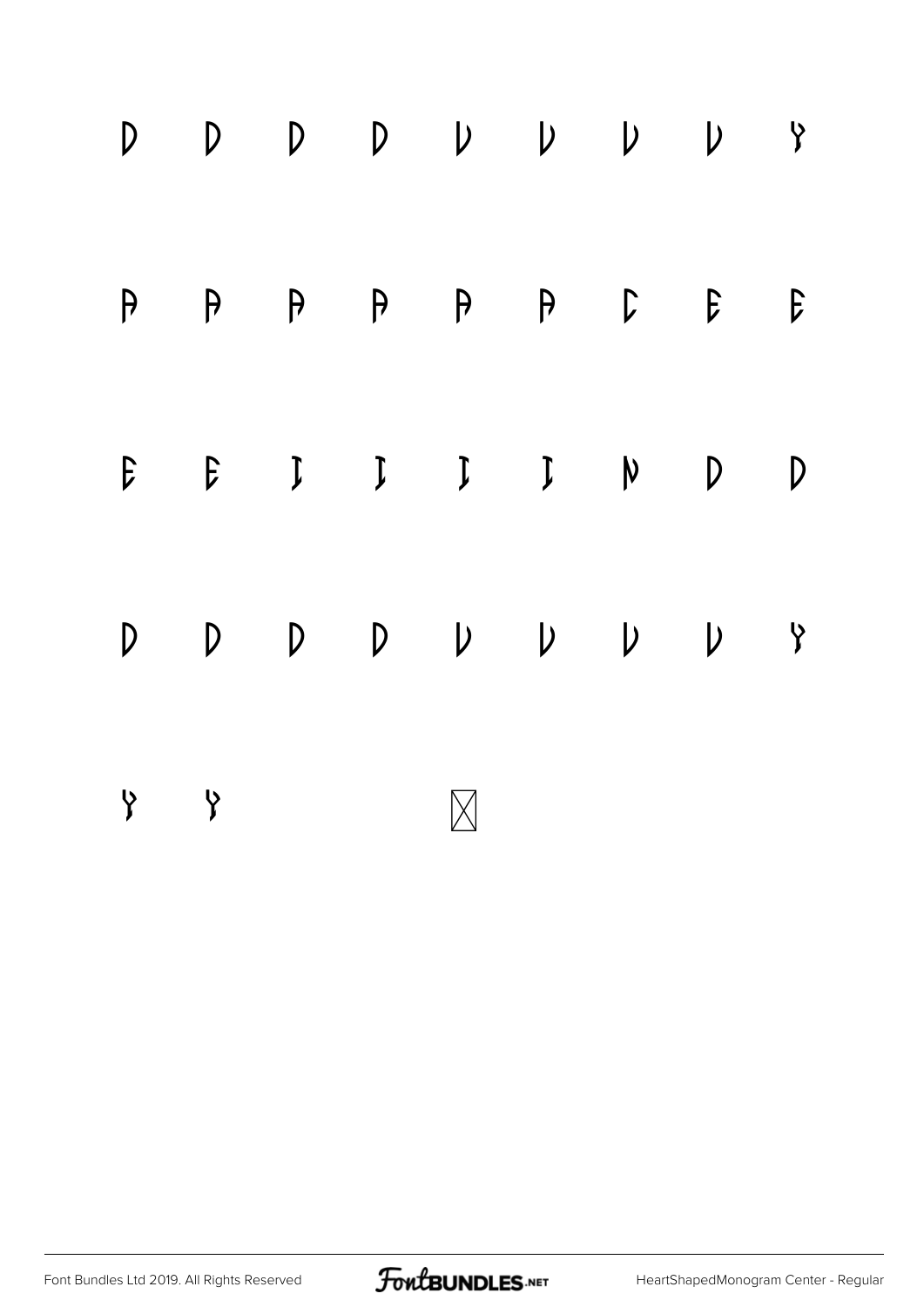D D D D D D D D Y

A A A A A A C E E

E E I I I I N D D

D D D D D D D D Y

Y Y ☒